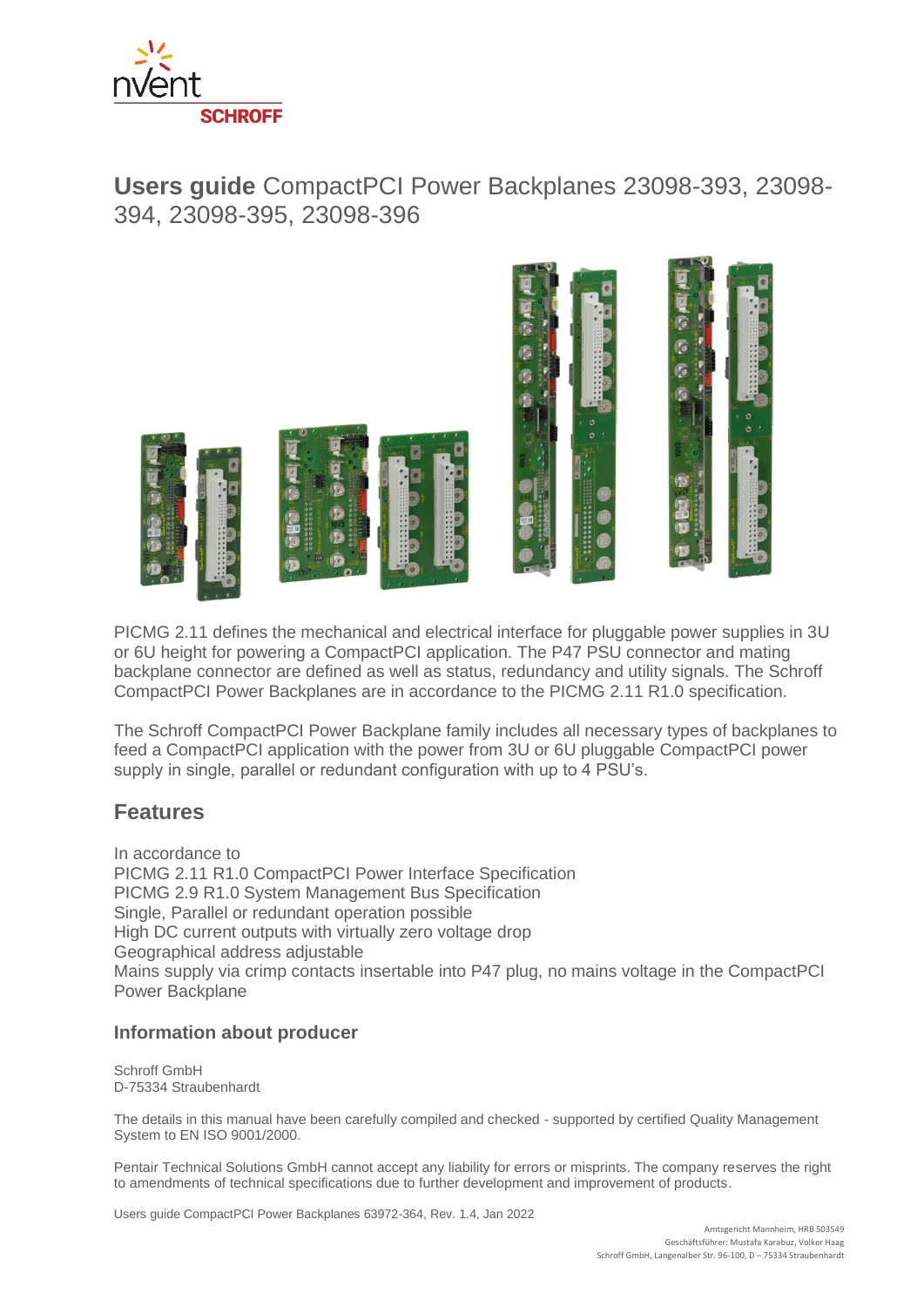# **Users guide** CompactPCI Power Backplanes 23098-393, 23098-394, 23098-395, 23098-396

PICMG 2.11 defines the mechanical and electrical interface for pluggable power supplies in 3U or 6U height for powering a CompactPCI application. The P47 PSU connector and mating backplane connector are defined as well as status, redundancy and utility signals. The Schroff CompactPCI Power Backplanes are in accordance to the PICMG 2.11 R1.0 specification.

The Schroff CompactPCI Power Backplane family includes all necessary types of backplanes to feed a CompactPCI application with the power from 3U or 6U pluggable CompactPCI power supply in single, parallel or redundant configuration with up to 4 PSU's.

## Features

In accordance to
PICMG 2.11 R1.0 CompactPCI Power Interface Specification
PICMG 2.9 R1.0 System Management Bus Specification
Single, Parallel or redundant operation possible
High DC current outputs with virtually zero voltage drop
Geographical address adjustable
Mains supply via crimp contacts insertable into P47 plug, no mains voltage in the CompactPCI Power Backplane

### Information about producer

Schroff GmbH
D-75334 Straubenhardt

The details in this manual have been carefully compiled and checked - supported by certified Quality Management System to EN ISO 9001/2000.

Pentair Technical Solutions GmbH cannot accept any liability for errors or misprints. The company reserves the right to amendments of technical specifications due to further development and improvement of products.

Users guide CompactPCI Power Backplanes 63972-364, Rev. 1.4, Jan 2022

Amtsgericht Mannheim, HRB 503549
Geschäftsführer: Mustafa Karabuz, Volker Haag
Schroff GmbH, Langenalber Str. 96-100, D – 75334 Straubenhardt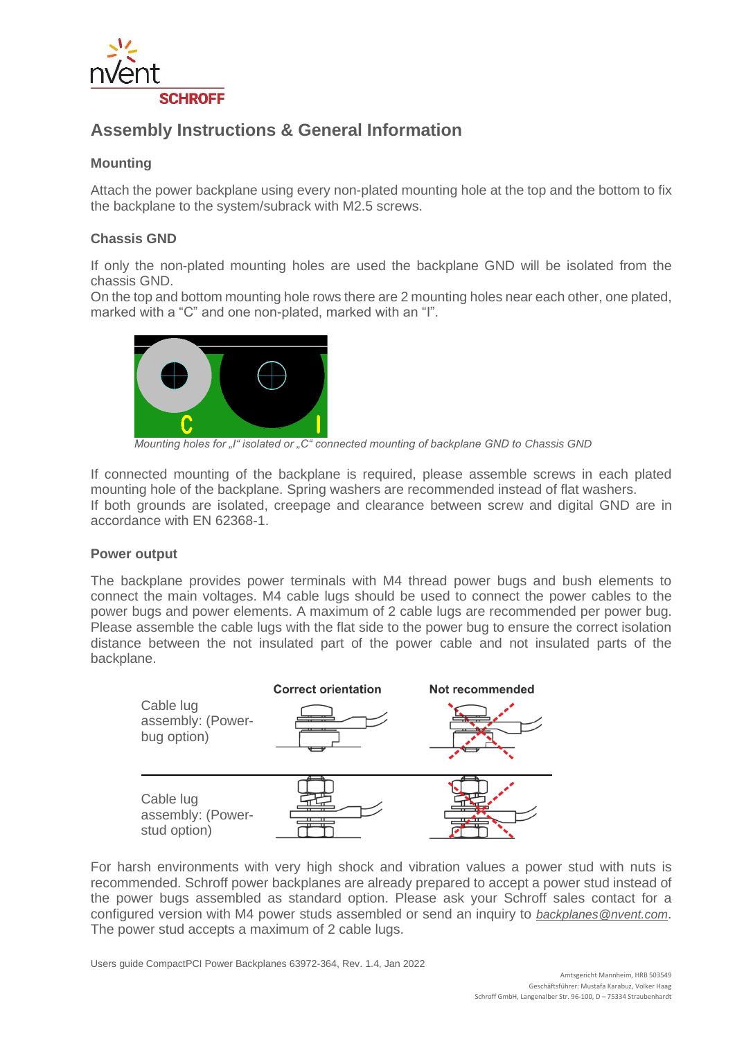## Assembly Instructions & General Information

### Mounting

Attach the power backplane using every non-plated mounting hole at the top and the bottom to fix the backplane to the system/subrack with M2.5 screws.

### Chassis GND

If only the non-plated mounting holes are used the backplane GND will be isolated from the chassis GND.
On the top and bottom mounting hole rows there are 2 mounting holes near each other, one plated, marked with a "C" and one non-plated, marked with an "I".

*Mounting holes for „I" isolated or „C" connected mounting of backplane GND to Chassis GND*

If connected mounting of the backplane is required, please assemble screws in each plated mounting hole of the backplane. Spring washers are recommended instead of flat washers.
If both grounds are isolated, creepage and clearance between screw and digital GND are in accordance with EN 62368-1.

### Power output

The backplane provides power terminals with M4 thread power bugs and bush elements to connect the main voltages. M4 cable lugs should be used to connect the power cables to the power bugs and power elements. A maximum of 2 cable lugs are recommended per power bug. Please assemble the cable lugs with the flat side to the power bug to ensure the correct isolation distance between the not insulated part of the power cable and not insulated parts of the backplane.

| | Correct orientation | Not recommended |
|---|---|---|
| Cable lug assembly: (Power-bug option) | | |
| Cable lug assembly: (Power-stud option) | | |

For harsh environments with very high shock and vibration values a power stud with nuts is recommended. Schroff power backplanes are already prepared to accept a power stud instead of the power bugs assembled as standard option. Please ask your Schroff sales contact for a configured version with M4 power studs assembled or send an inquiry to *backplanes@nvent.com*. The power stud accepts a maximum of 2 cable lugs.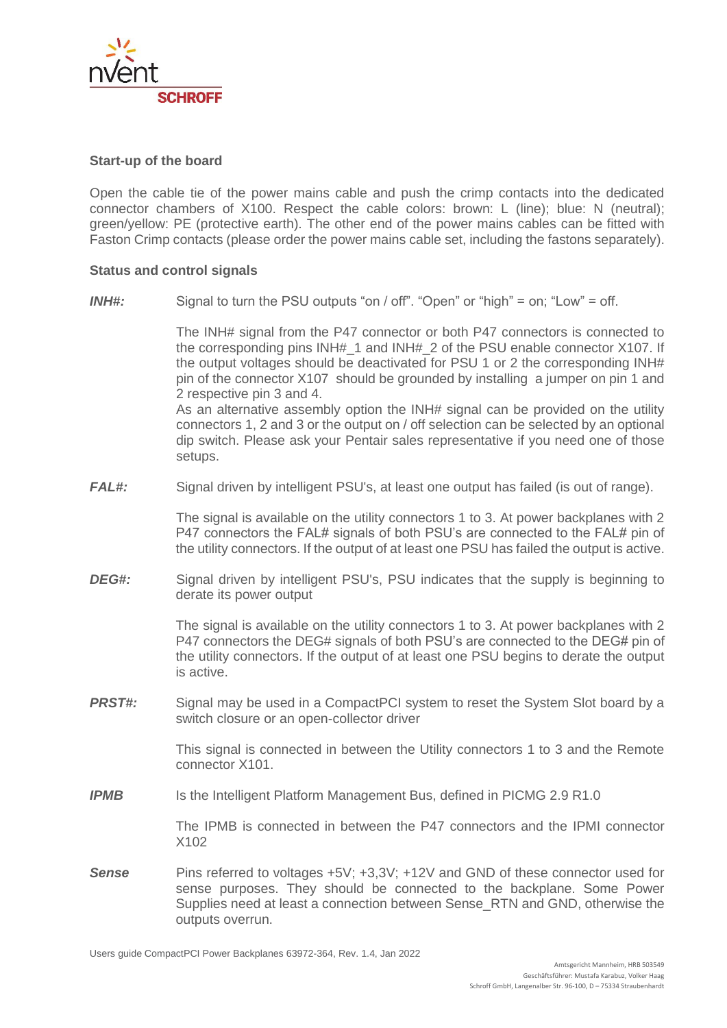### Start-up of the board

Open the cable tie of the power mains cable and push the crimp contacts into the dedicated connector chambers of X100. Respect the cable colors: brown: L (line); blue: N (neutral); green/yellow: PE (protective earth). The other end of the power mains cables can be fitted with Faston Crimp contacts (please order the power mains cable set, including the fastons separately).

### Status and control signals

***INH#:*** Signal to turn the PSU outputs "on / off". "Open" or "high" = on; "Low" = off.

The INH# signal from the P47 connector or both P47 connectors is connected to the corresponding pins INH#_1 and INH#_2 of the PSU enable connector X107. If the output voltages should be deactivated for PSU 1 or 2 the corresponding INH# pin of the connector X107 should be grounded by installing a jumper on pin 1 and 2 respective pin 3 and 4.
As an alternative assembly option the INH# signal can be provided on the utility connectors 1, 2 and 3 or the output on / off selection can be selected by an optional dip switch. Please ask your Pentair sales representative if you need one of those setups.

***FAL#:*** Signal driven by intelligent PSU's, at least one output has failed (is out of range).

The signal is available on the utility connectors 1 to 3. At power backplanes with 2 P47 connectors the FAL# signals of both PSU's are connected to the FAL# pin of the utility connectors. If the output of at least one PSU has failed the output is active.

***DEG#:*** Signal driven by intelligent PSU's, PSU indicates that the supply is beginning to derate its power output

The signal is available on the utility connectors 1 to 3. At power backplanes with 2 P47 connectors the DEG# signals of both PSU's are connected to the DEG# pin of the utility connectors. If the output of at least one PSU begins to derate the output is active.

***PRST#:*** Signal may be used in a CompactPCI system to reset the System Slot board by a switch closure or an open-collector driver

This signal is connected in between the Utility connectors 1 to 3 and the Remote connector X101.

***IPMB*** Is the Intelligent Platform Management Bus, defined in PICMG 2.9 R1.0

The IPMB is connected in between the P47 connectors and the IPMI connector X102

***Sense*** Pins referred to voltages +5V; +3,3V; +12V and GND of these connector used for sense purposes. They should be connected to the backplane. Some Power Supplies need at least a connection between Sense_RTN and GND, otherwise the outputs overrun.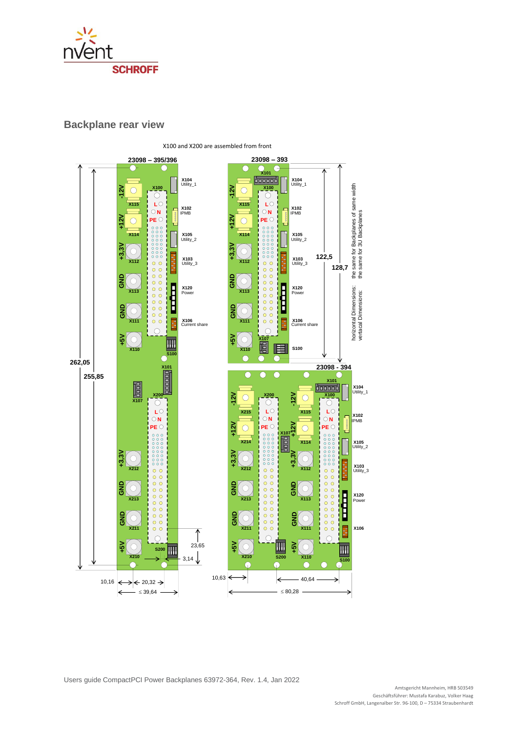## Backplane rear view

X100 and X200 are assembled from front

23098 – 395/396

23098 – 393

23098 - 394

horizontal Dimensions: the same for Backplanes of same width
vertacal Dimensions: the same for 3U Backplanes

X104 Utility_1
X102 IPMB
X105 Utility_2
X103 Utility_3
X120 Power
X106 Current share
S100
X101
X107
X100
X200
S200

-12V X115
+12V X114
+3,3V X112
GND X113
GND X111
+5V X110

-12V X215
+12V X214
+3,3V X212
GND X213
GND X211
+5V X210

L N PE

262,05
255,85
122,5
128,7
23,65
3,14
10,16
20,32
≤ 39,64
10,63
40,64
≤ 80,28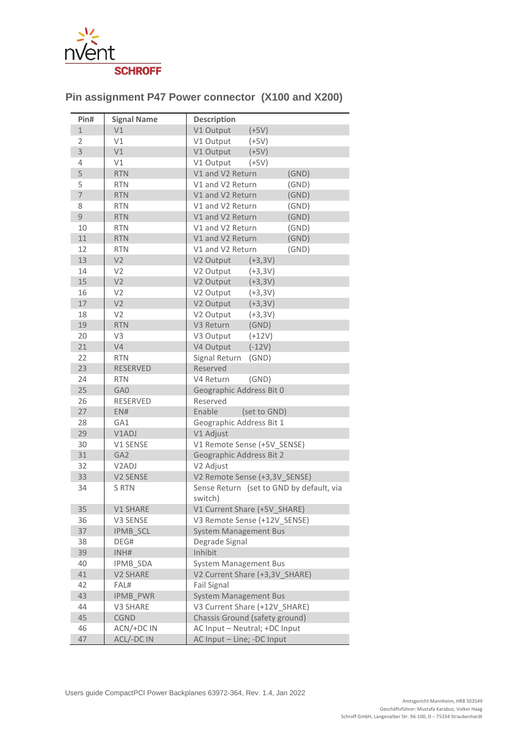## Pin assignment P47 Power connector (X100 and X200)

| Pin# | Signal Name | Description |
|---|---|---|
| 1 | V1 | V1 Output (+5V) |
| 2 | V1 | V1 Output (+5V) |
| 3 | V1 | V1 Output (+5V) |
| 4 | V1 | V1 Output (+5V) |
| 5 | RTN | V1 and V2 Return (GND) |
| 5 | RTN | V1 and V2 Return (GND) |
| 7 | RTN | V1 and V2 Return (GND) |
| 8 | RTN | V1 and V2 Return (GND) |
| 9 | RTN | V1 and V2 Return (GND) |
| 10 | RTN | V1 and V2 Return (GND) |
| 11 | RTN | V1 and V2 Return (GND) |
| 12 | RTN | V1 and V2 Return (GND) |
| 13 | V2 | V2 Output (+3,3V) |
| 14 | V2 | V2 Output (+3,3V) |
| 15 | V2 | V2 Output (+3,3V) |
| 16 | V2 | V2 Output (+3,3V) |
| 17 | V2 | V2 Output (+3,3V) |
| 18 | V2 | V2 Output (+3,3V) |
| 19 | RTN | V3 Return (GND) |
| 20 | V3 | V3 Output (+12V) |
| 21 | V4 | V4 Output (-12V) |
| 22 | RTN | Signal Return (GND) |
| 23 | RESERVED | Reserved |
| 24 | RTN | V4 Return (GND) |
| 25 | GA0 | Geographic Address Bit 0 |
| 26 | RESERVED | Reserved |
| 27 | EN# | Enable (set to GND) |
| 28 | GA1 | Geographic Address Bit 1 |
| 29 | V1ADJ | V1 Adjust |
| 30 | V1 SENSE | V1 Remote Sense (+5V_SENSE) |
| 31 | GA2 | Geographic Address Bit 2 |
| 32 | V2ADJ | V2 Adjust |
| 33 | V2 SENSE | V2 Remote Sense (+3,3V_SENSE) |
| 34 | S RTN | Sense Return (set to GND by default, via switch) |
| 35 | V1 SHARE | V1 Current Share (+5V_SHARE) |
| 36 | V3 SENSE | V3 Remote Sense (+12V_SENSE) |
| 37 | IPMB_SCL | System Management Bus |
| 38 | DEG# | Degrade Signal |
| 39 | INH# | Inhibit |
| 40 | IPMB_SDA | System Management Bus |
| 41 | V2 SHARE | V2 Current Share (+3,3V_SHARE) |
| 42 | FAL# | Fail Signal |
| 43 | IPMB_PWR | System Management Bus |
| 44 | V3 SHARE | V3 Current Share (+12V_SHARE) |
| 45 | CGND | Chassis Ground (safety ground) |
| 46 | ACN/+DC IN | AC Input – Neutral; +DC Input |
| 47 | ACL/-DC IN | AC Input – Line; -DC Input |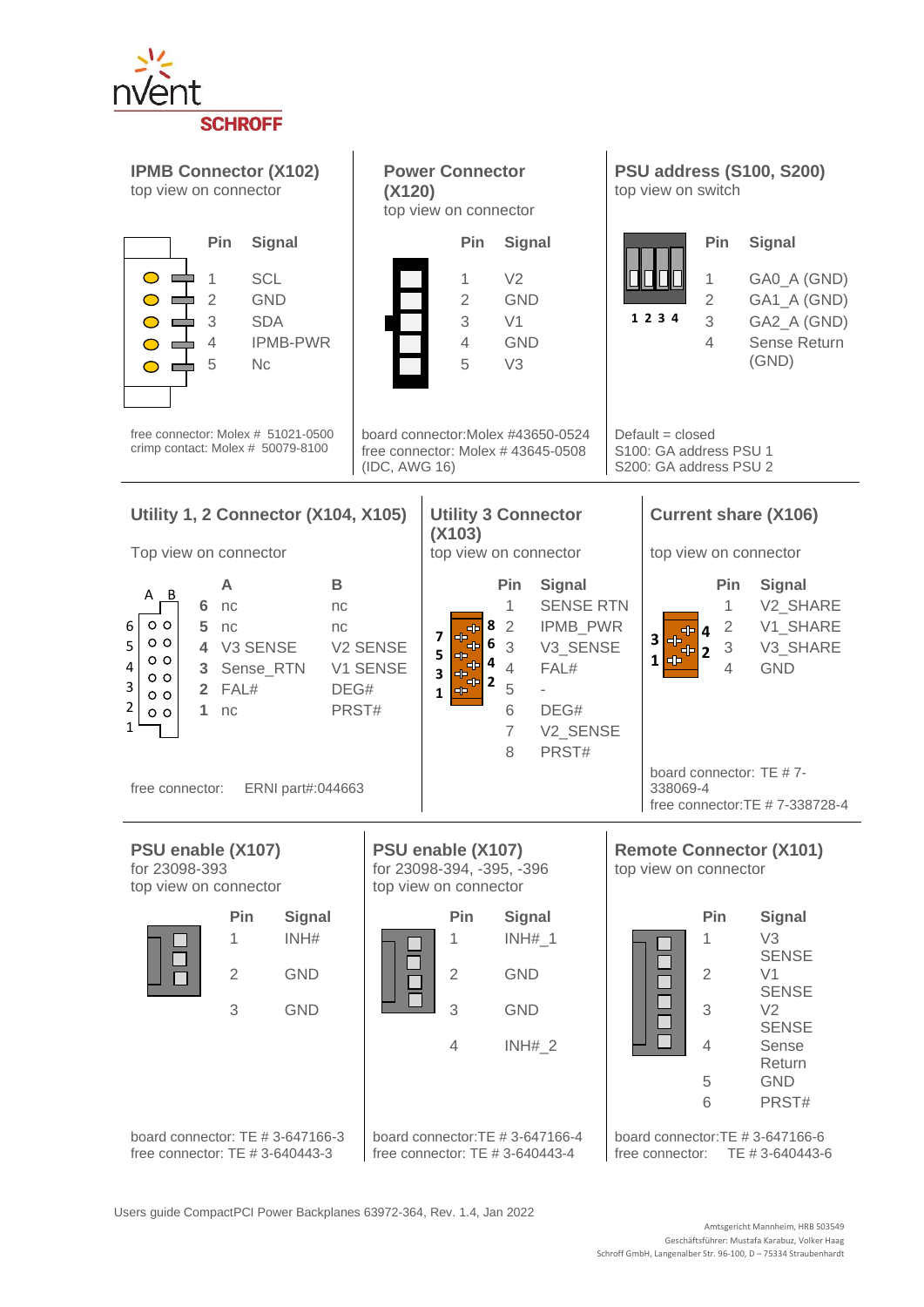## IPMB Connector (X102)

top view on connector

| Pin | Signal |
|---|---|
| 1 | SCL |
| 2 | GND |
| 3 | SDA |
| 4 | IPMB-PWR |
| 5 | Nc |

free connector: Molex # 51021-0500
crimp contact: Molex # 50079-8100

## Power Connector (X120)

top view on connector

| Pin | Signal |
|---|---|
| 1 | V2 |
| 2 | GND |
| 3 | V1 |
| 4 | GND |
| 5 | V3 |

board connector:Molex #43650-0524
free connector: Molex # 43645-0508
(IDC, AWG 16)

## PSU address (S100, S200)

top view on switch

| Pin | Signal |
|---|---|
| 1 | GA0_A (GND) |
| 2 | GA1_A (GND) |
| 3 | GA2_A (GND) |
| 4 | Sense Return (GND) |

Default = closed
S100: GA address PSU 1
S200: GA address PSU 2

## Utility 1, 2 Connector (X104, X105)

Top view on connector

| | A | B |
|---|---|---|
| 6 | nc | nc |
| 5 | nc | nc |
| 4 | V3 SENSE | V2 SENSE |
| 3 | Sense_RTN | V1 SENSE |
| 2 | FAL# | DEG# |
| 1 | nc | PRST# |

free connector: ERNI part#:044663

## Utility 3 Connector (X103)

top view on connector

| Pin | Signal |
|---|---|
| 1 | SENSE RTN |
| 2 | IPMB_PWR |
| 3 | V3_SENSE |
| 4 | FAL# |
| 5 | - |
| 6 | DEG# |
| 7 | V2_SENSE |
| 8 | PRST# |

## Current share (X106)

top view on connector

| Pin | Signal |
|---|---|
| 1 | V2_SHARE |
| 2 | V1_SHARE |
| 3 | V3_SHARE |
| 4 | GND |

board connector: TE # 7-338069-4
free connector:TE # 7-338728-4

## PSU enable (X107)

for 23098-393
top view on connector

| Pin | Signal |
|---|---|
| 1 | INH# |
| 2 | GND |
| 3 | GND |

board connector: TE # 3-647166-3
free connector: TE # 3-640443-3

## PSU enable (X107)

for 23098-394, -395, -396
top view on connector

| Pin | Signal |
|---|---|
| 1 | INH#_1 |
| 2 | GND |
| 3 | GND |
| 4 | INH#_2 |

board connector:TE # 3-647166-4
free connector: TE # 3-640443-4

## Remote Connector (X101)

top view on connector

| Pin | Signal |
|---|---|
| 1 | V3 SENSE |
| 2 | V1 SENSE |
| 3 | V2 SENSE |
| 4 | Sense Return |
| 5 | GND |
| 6 | PRST# |

board connector:TE # 3-647166-6
free connector: TE # 3-640443-6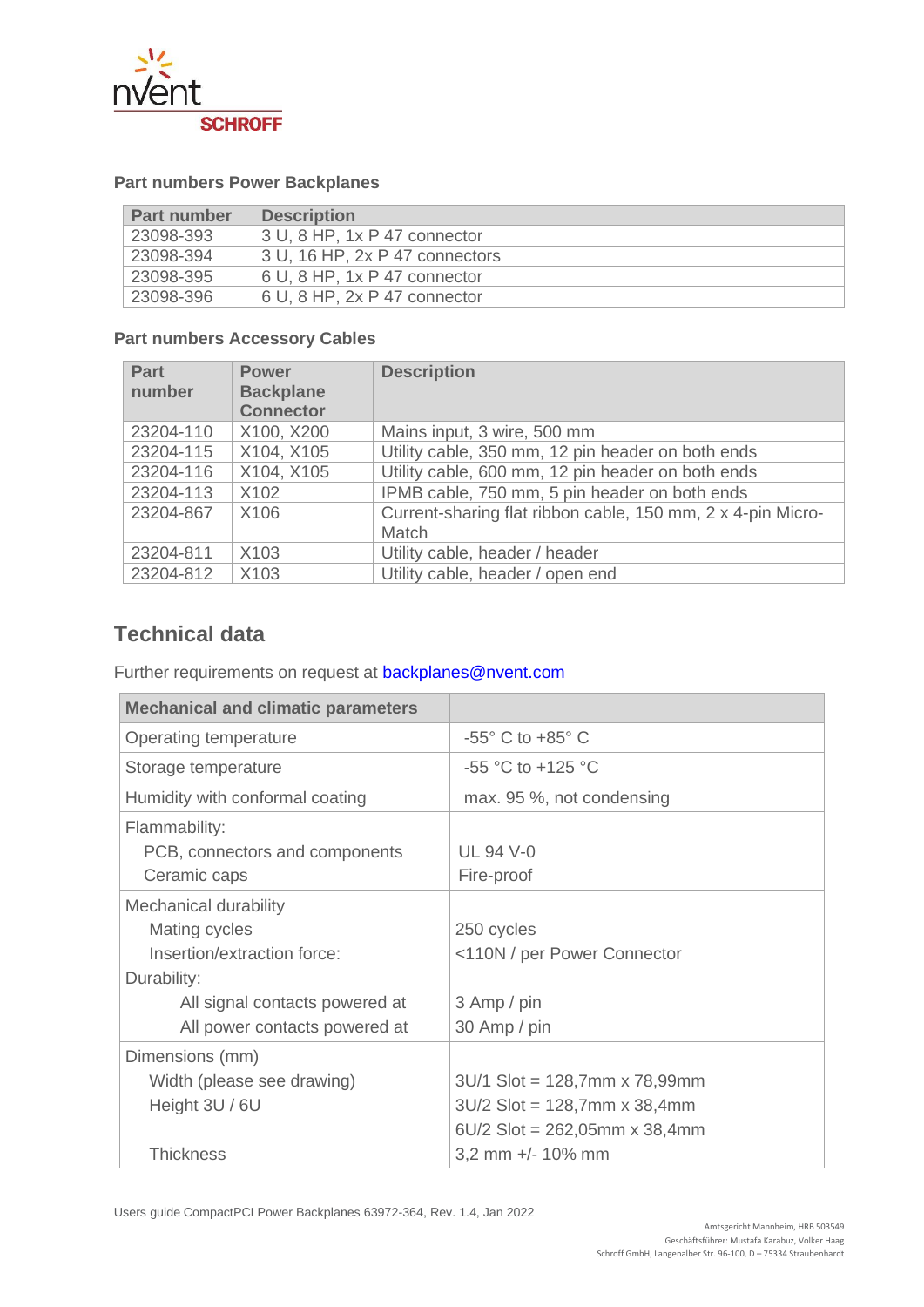### Part numbers Power Backplanes

| Part number | Description |
|---|---|
| 23098-393 | 3 U, 8 HP, 1x P 47 connector |
| 23098-394 | 3 U, 16 HP, 2x P 47 connectors |
| 23098-395 | 6 U, 8 HP, 1x P 47 connector |
| 23098-396 | 6 U, 8 HP, 2x P 47 connector |

### Part numbers Accessory Cables

| Part number | Power Backplane Connector | Description |
|---|---|---|
| 23204-110 | X100, X200 | Mains input, 3 wire, 500 mm |
| 23204-115 | X104, X105 | Utility cable, 350 mm, 12 pin header on both ends |
| 23204-116 | X104, X105 | Utility cable, 600 mm, 12 pin header on both ends |
| 23204-113 | X102 | IPMB cable, 750 mm, 5 pin header on both ends |
| 23204-867 | X106 | Current-sharing flat ribbon cable, 150 mm, 2 x 4-pin Micro-Match |
| 23204-811 | X103 | Utility cable, header / header |
| 23204-812 | X103 | Utility cable, header / open end |

## Technical data

Further requirements on request at backplanes@nvent.com

| Mechanical and climatic parameters | |
|---|---|
| Operating temperature | -55° C to +85° C |
| Storage temperature | -55 °C to +125 °C |
| Humidity with conformal coating | max. 95 %, not condensing |
| Flammability:<br>PCB, connectors and components<br>Ceramic caps | <br>UL 94 V-0<br>Fire-proof |
| Mechanical durability<br>Mating cycles<br>Insertion/extraction force:<br>Durability:<br>All signal contacts powered at<br>All power contacts powered at | <br>250 cycles<br><110N / per Power Connector<br><br>3 Amp / pin<br>30 Amp / pin |
| Dimensions (mm)<br>Width (please see drawing)<br>Height 3U / 6U<br><br>Thickness | <br>3U/1 Slot = 128,7mm x 78,99mm<br>3U/2 Slot = 128,7mm x 38,4mm<br>6U/2 Slot = 262,05mm x 38,4mm<br>3,2 mm +/- 10% mm |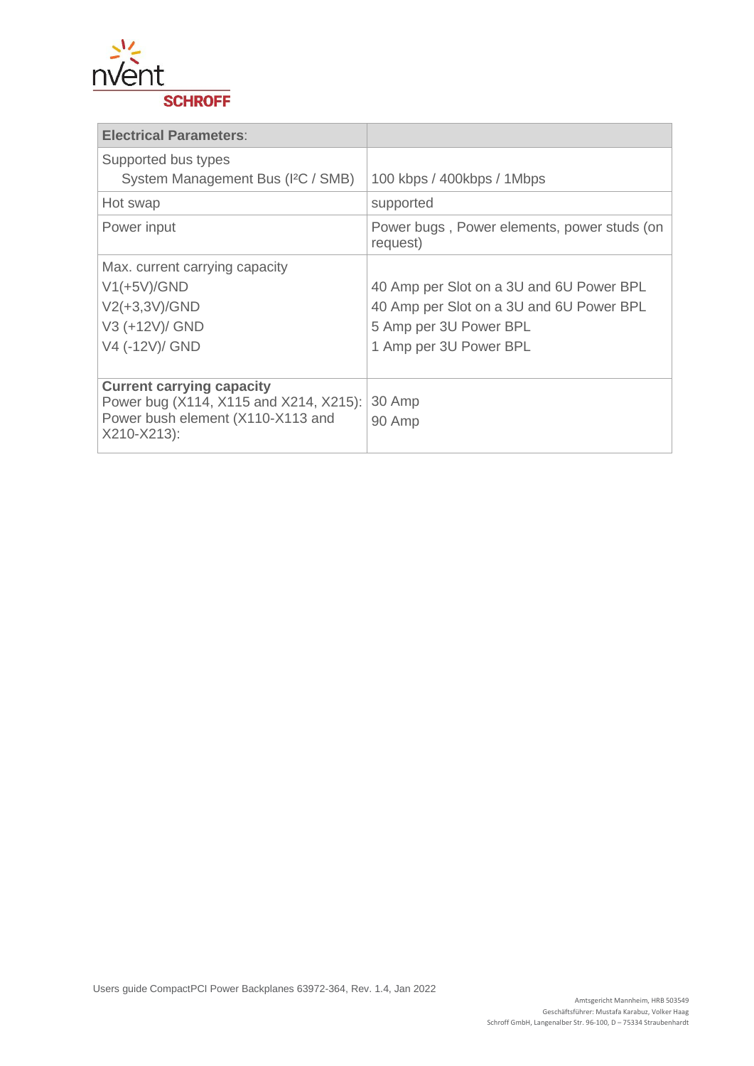| **Electrical Parameters**: | |
|---|---|
| Supported bus types<br>System Management Bus (I²C / SMB) | 100 kbps / 400kbps / 1Mbps |
| Hot swap | supported |
| Power input | Power bugs , Power elements, power studs (on request) |
| Max. current carrying capacity<br>V1(+5V)/GND<br>V2(+3,3V)/GND<br>V3 (+12V)/ GND<br>V4 (-12V)/ GND | <br>40 Amp per Slot on a 3U and 6U Power BPL<br>40 Amp per Slot on a 3U and 6U Power BPL<br>5 Amp per 3U Power BPL<br>1 Amp per 3U Power BPL |
| **Current carrying capacity**<br>Power bug (X114, X115 and X214, X215):<br>Power bush element (X110-X113 and X210-X213): | <br>30 Amp<br>90 Amp |

Users guide CompactPCI Power Backplanes 63972-364, Rev. 1.4, Jan 2022

Amtsgericht Mannheim, HRB 503549
Geschäftsführer: Mustafa Karabuz, Volker Haag
Schroff GmbH, Langenalber Str. 96-100, D – 75334 Straubenhardt